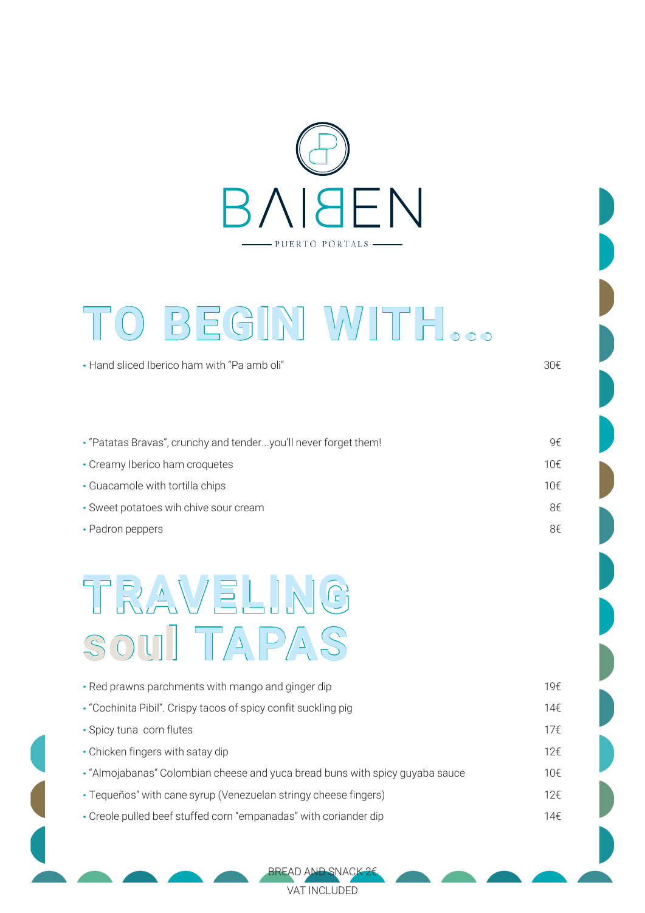# BAIBEN

PUERTO PORTALS

## TO BEGIN WITH...

| | |
|---|---|
| • Hand sliced Iberico ham with "Pa amb oli" | 30€ |
| • "Patatas Bravas", crunchy and tender...you'll never forget them! | 9€ |
| • Creamy Iberico ham croquetes | 10€ |
| • Guacamole with tortilla chips | 10€ |
| • Sweet potatoes wih chive sour cream | 8€ |
| • Padron peppers | 8€ |

## TRAVELING soul TAPAS

| | |
|---|---|
| • Red prawns parchments with mango and ginger dip | 19€ |
| • "Cochinita Pibil". Crispy tacos of spicy confit suckling pig | 14€ |
| • Spicy tuna corn flutes | 17€ |
| • Chicken fingers with satay dip | 12€ |
| • "Almojabanas" Colombian cheese and yuca bread buns with spicy guyaba sauce | 10€ |
| • Tequeños" with cane syrup (Venezuelan stringy cheese fingers) | 12€ |
| • Creole pulled beef stuffed corn "empanadas" with coriander dip | 14€ |

BREAD AND SNACK 2€

VAT INCLUDED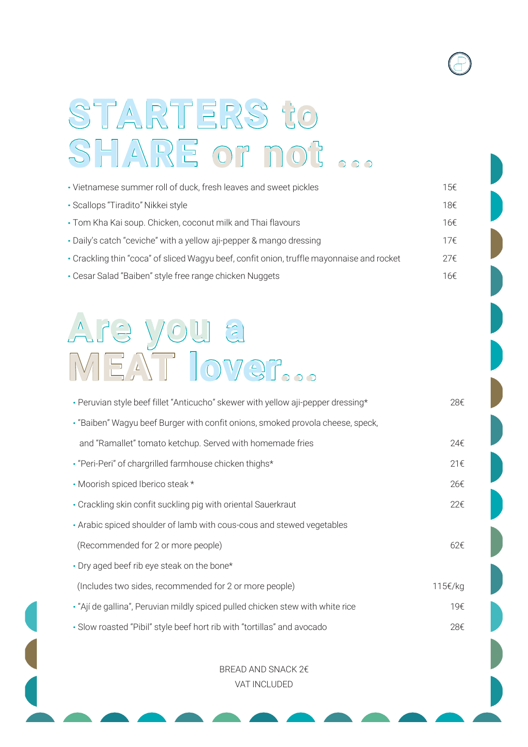# STARTERS to SHARE or not ...

- Vietnamese summer roll of duck, fresh leaves and sweet pickles 15€
- Scallops "Tiradito" Nikkei style 18€
- Tom Kha Kai soup. Chicken, coconut milk and Thai flavours 16€
- Daily's catch "ceviche" with a yellow aji-pepper & mango dressing 17€
- Crackling thin "coca" of sliced Wagyu beef, confit onion, truffle mayonnaise and rocket 27€
- Cesar Salad "Baiben" style free range chicken Nuggets 16€

# Are you a MEAT lover...

- Peruvian style beef fillet "Anticucho" skewer with yellow aji-pepper dressing* 28€
- "Baiben" Wagyu beef Burger with confit onions, smoked provola cheese, speck, and "Ramallet" tomato ketchup. Served with homemade fries 24€
- "Peri-Peri" of chargrilled farmhouse chicken thighs* 21€
- Moorish spiced Iberico steak * 26€
- Crackling skin confit suckling pig with oriental Sauerkraut 22€
- Arabic spiced shoulder of lamb with cous-cous and stewed vegetables (Recommended for 2 or more people) 62€
- Dry aged beef rib eye steak on the bone* (Includes two sides, recommended for 2 or more people) 115€/kg
- "Ají de gallina", Peruvian mildly spiced pulled chicken stew with white rice 19€
- Slow roasted "Pibil" style beef hort rib with "tortillas" and avocado 28€

BREAD AND SNACK 2€

VAT INCLUDED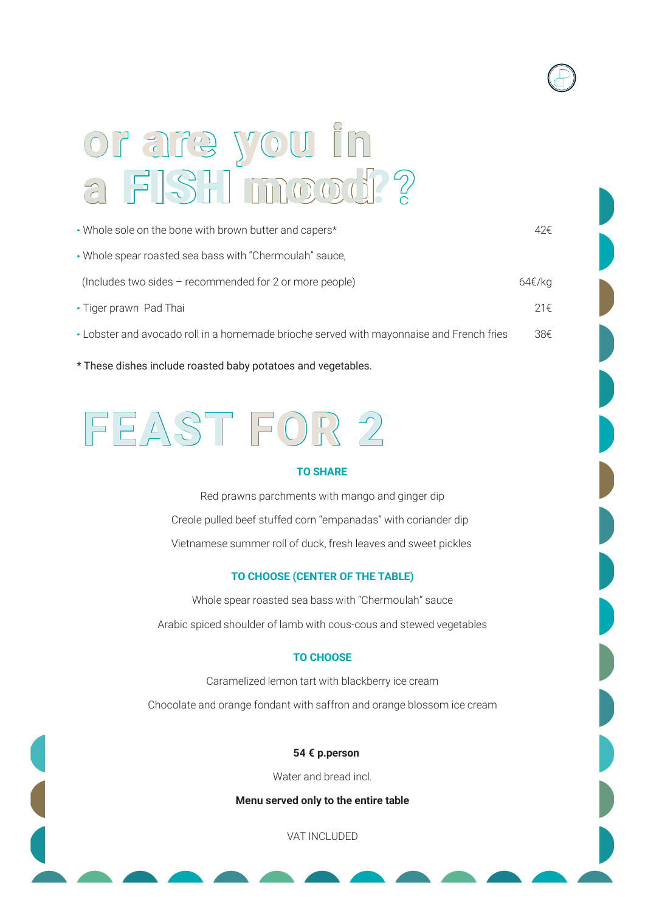# or are you in a FISH mood??

| | |
|---|---|
| • Whole sole on the bone with brown butter and capers* | 42€ |
| • Whole spear roasted sea bass with "Chermoulah" sauce, (Includes two sides – recommended for 2 or more people) | 64€/kg |
| • Tiger prawn Pad Thai | 21€ |
| • Lobster and avocado roll in a homemade brioche served with mayonnaise and French fries | 38€ |

* These dishes include roasted baby potatoes and vegetables.

# FEAST FOR 2

### TO SHARE

Red prawns parchments with mango and ginger dip

Creole pulled beef stuffed corn "empanadas" with coriander dip

Vietnamese summer roll of duck, fresh leaves and sweet pickles

### TO CHOOSE (CENTER OF THE TABLE)

Whole spear roasted sea bass with "Chermoulah" sauce

Arabic spiced shoulder of lamb with cous-cous and stewed vegetables

### TO CHOOSE

Caramelized lemon tart with blackberry ice cream

Chocolate and orange fondant with saffron and orange blossom ice cream

**54 € p.person**

Water and bread incl.

**Menu served only to the entire table**

VAT INCLUDED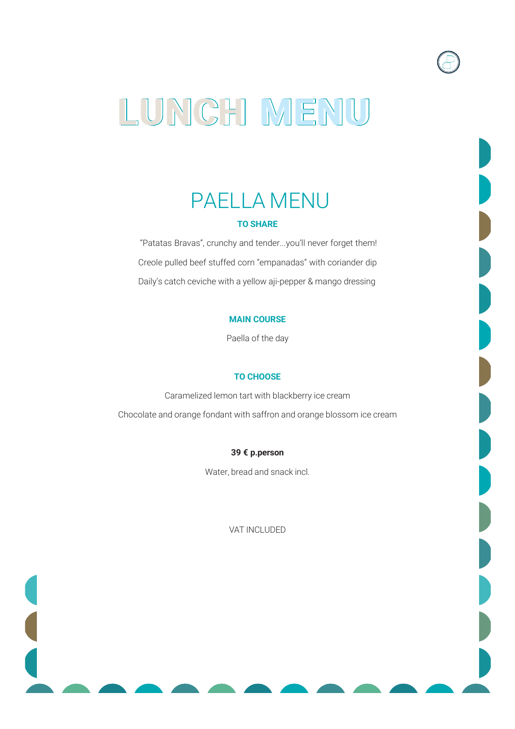# LUNCH MENU

## PAELLA MENU

### TO SHARE

"Patatas Bravas", crunchy and tender...you'll never forget them!

Creole pulled beef stuffed corn "empanadas" with coriander dip

Daily's catch ceviche with a yellow aji-pepper & mango dressing

### MAIN COURSE

Paella of the day

### TO CHOOSE

Caramelized lemon tart with blackberry ice cream

Chocolate and orange fondant with saffron and orange blossom ice cream

**39 € p.person**

Water, bread and snack incl.

VAT INCLUDED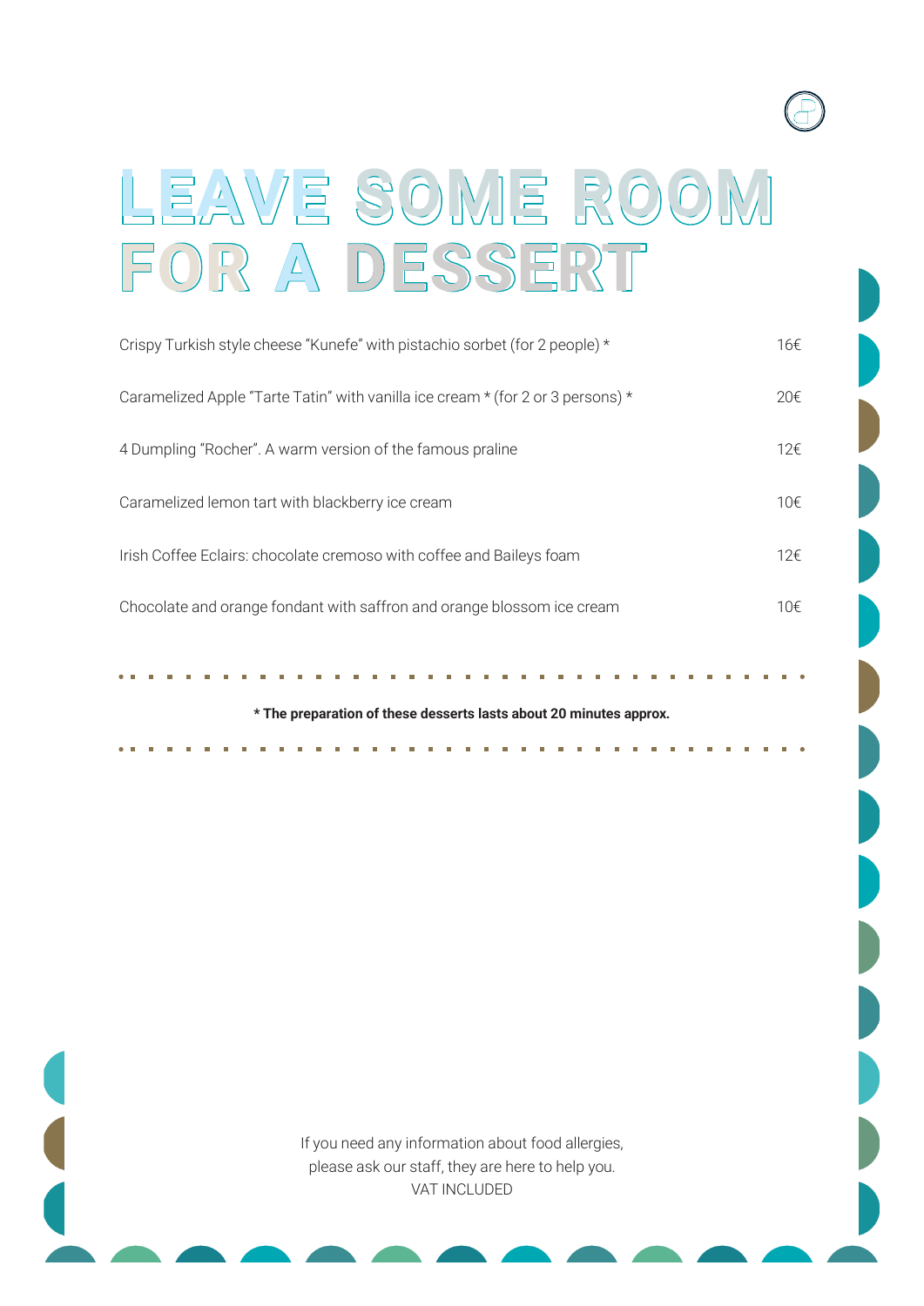# LEAVE SOME ROOM FOR A DESSERT

| | |
|---|---|
| Crispy Turkish style cheese "Kunefe" with pistachio sorbet (for 2 people) * | 16€ |
| Caramelized Apple "Tarte Tatin" with vanilla ice cream * (for 2 or 3 persons) * | 20€ |
| 4 Dumpling "Rocher". A warm version of the famous praline | 12€ |
| Caramelized lemon tart with blackberry ice cream | 10€ |
| Irish Coffee Eclairs: chocolate cremoso with coffee and Baileys foam | 12€ |
| Chocolate and orange fondant with saffron and orange blossom ice cream | 10€ |

**\* The preparation of these desserts lasts about 20 minutes approx.**

If you need any information about food allergies,
please ask our staff, they are here to help you.
VAT INCLUDED